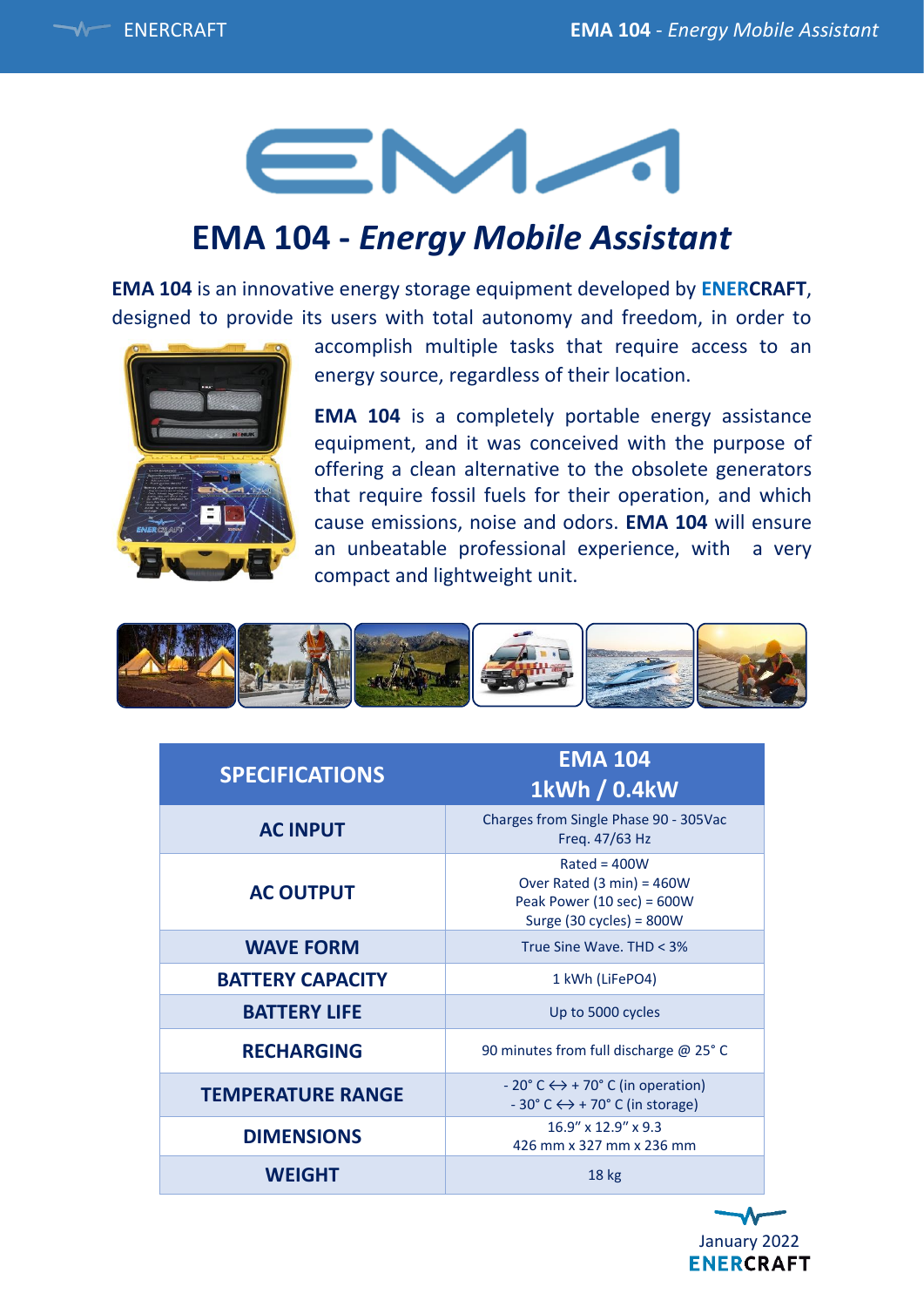# EMA 104 - *Energy Mobile Assistant*

**EMA 104** is an innovative energy storage equipment developed by **ENERCRAFT**, designed to provide its users with total autonomy and freedom, in order to accomplish multiple tasks that require access to an energy source, regardless of their location.

**EMA 104** is a completely portable energy assistance equipment, and it was conceived with the purpose of offering a clean alternative to the obsolete generators that require fossil fuels for their operation, and which cause emissions, noise and odors. **EMA 104** will ensure an unbeatable professional experience, with a very compact and lightweight unit.

| SPECIFICATIONS | EMA 104<br>1kWh / 0.4kW |
|---|---|
| **AC INPUT** | Charges from Single Phase 90 - 305Vac<br>Freq. 47/63 Hz |
| **AC OUTPUT** | Rated = 400W<br>Over Rated (3 min) = 460W<br>Peak Power (10 sec) = 600W<br>Surge (30 cycles) = 800W |
| **WAVE FORM** | True Sine Wave. THD < 3% |
| **BATTERY CAPACITY** | 1 kWh ($LiFePO_4$) |
| **BATTERY LIFE** | Up to 5000 cycles |
| **RECHARGING** | 90 minutes from full discharge @ 25° C |
| **TEMPERATURE RANGE** | - 20° C ↔ + 70° C (in operation)<br>- 30° C ↔ + 70° C (in storage) |
| **DIMENSIONS** | 16.9" x 12.9" x 9.3<br>426 mm x 327 mm x 236 mm |
| **WEIGHT** | 18 kg |

January 2022
ENERCRAFT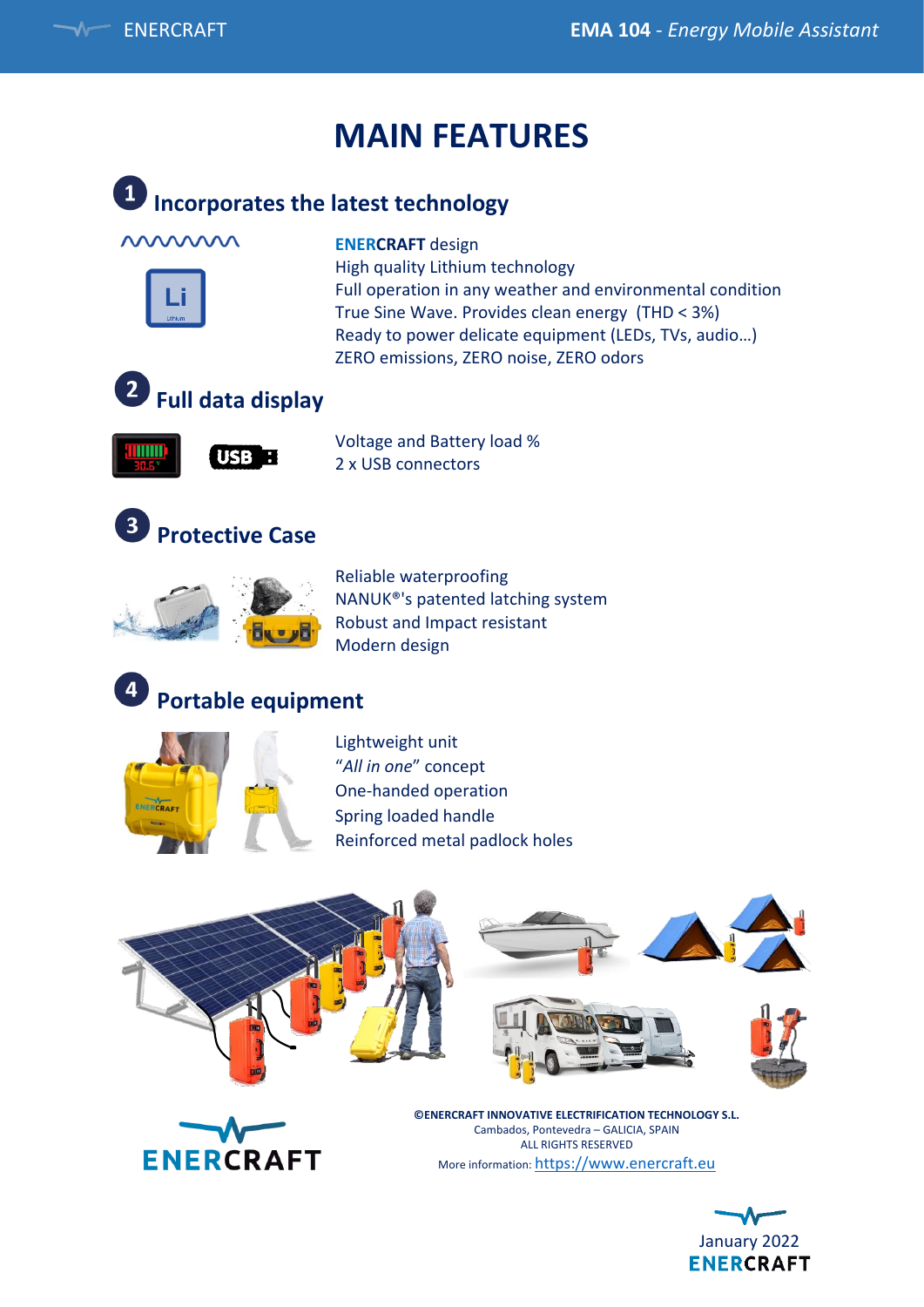# MAIN FEATURES

## 1 Incorporates the latest technology

**ENERCRAFT** design
High quality Lithium technology
Full operation in any weather and environmental condition
True Sine Wave. Provides clean energy (THD < 3%)
Ready to power delicate equipment (LEDs, TVs, audio…)
ZERO emissions, ZERO noise, ZERO odors

## 2 Full data display

Voltage and Battery load %
2 x USB connectors

## 3 Protective Case

Reliable waterproofing
NANUK®'s patented latching system
Robust and Impact resistant
Modern design

## 4 Portable equipment

Lightweight unit
"*All in one*" concept
One-handed operation
Spring loaded handle
Reinforced metal padlock holes

**©ENERCRAFT INNOVATIVE ELECTRIFICATION TECHNOLOGY S.L.**
Cambados, Pontevedra – GALICIA, SPAIN
ALL RIGHTS RESERVED
More information: https://www.enercraft.eu

January 2022
ENERCRAFT